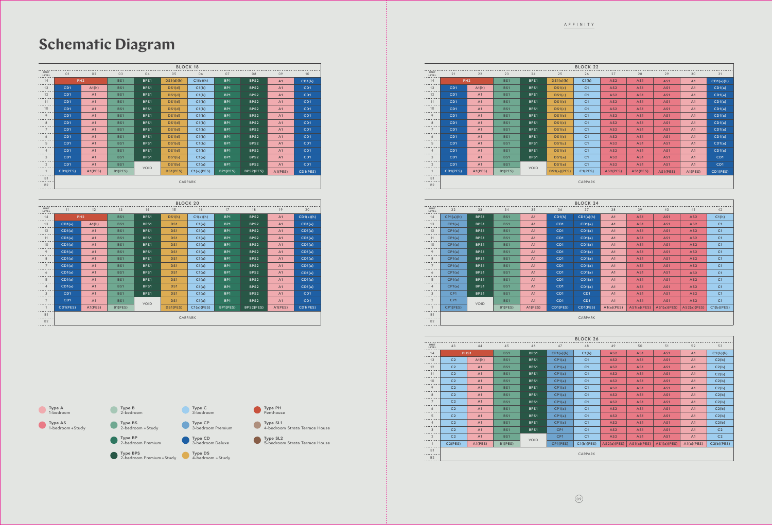# Schematic Diagram

**BLOCK 18**

| UNIT / LEVEL | 01 | 02 | 03 | 04 | 05 | 06 | 07 | 08 | 09 | 10 |
|---|---|---|---|---|---|---|---|---|---|---|
| 14 | PH2 | | BS1 | BPS1 | DS1(d)(h) | C1(b)(h) | BP1 | BPS2 | A1 | CD1(h) |
| 13 | CD1 | A1(h) | BS1 | BPS1 | DS1(d) | C1(b) | BP1 | BPS2 | A1 | CD1 |
| 12 | CD1 | A1 | BS1 | BPS1 | DS1(d) | C1(b) | BP1 | BPS2 | A1 | CD1 |
| 11 | CD1 | A1 | BS1 | BPS1 | DS1(d) | C1(b) | BP1 | BPS2 | A1 | CD1 |
| 10 | CD1 | A1 | BS1 | BPS1 | DS1(d) | C1(b) | BP1 | BPS2 | A1 | CD1 |
| 9 | CD1 | A1 | BS1 | BPS1 | DS1(d) | C1(b) | BP1 | BPS2 | A1 | CD1 |
| 8 | CD1 | A1 | BS1 | BPS1 | DS1(d) | C1(b) | BP1 | BPS2 | A1 | CD1 |
| 7 | CD1 | A1 | BS1 | BPS1 | DS1(d) | C1(b) | BP1 | BPS2 | A1 | CD1 |
| 6 | CD1 | A1 | BS1 | BPS1 | DS1(d) | C1(b) | BP1 | BPS2 | A1 | CD1 |
| 5 | CD1 | A1 | BS1 | BPS1 | DS1(d) | C1(b) | BP1 | BPS2 | A1 | CD1 |
| 4 | CD1 | A1 | BS1 | BPS1 | DS1(d) | C1(b) | BP1 | BPS2 | A1 | CD1 |
| 3 | CD1 | A1 | BS1 | BPS1 | DS1(b) | C1(a) | BP1 | BPS2 | A1 | CD1 |
| 2 | CD1 | A1 | BS1 | VOID | DS1(b) | C1(a) | BP1 | BPS2 | A1 | CD1 |
| 1 | CD1(PES) | A1(PES) | B1(PES) | | DS1(PES) | C1(a)(PES) | BP1(PES) | BPS2(PES) | A1(PES) | CD1(PES) |
| B1 | CARPARK | | | | | | | | | |
| B2 | | | | | | | | | | |

**BLOCK 20**

| UNIT / LEVEL | 11 | 12 | 13 | 14 | 15 | 16 | 17 | 18 | 19 | 20 |
|---|---|---|---|---|---|---|---|---|---|---|
| 14 | PH2 | | BS1 | BPS1 | DS1(h) | C1(a)(h) | BP1 | BPS2 | A1 | CD1(a)(h) |
| 13 | CD1(a) | A1(h) | BS1 | BPS1 | DS1 | C1(a) | BP1 | BPS2 | A1 | CD1(a) |
| 12 | CD1(a) | A1 | BS1 | BPS1 | DS1 | C1(a) | BP1 | BPS2 | A1 | CD1(a) |
| 11 | CD1(a) | A1 | BS1 | BPS1 | DS1 | C1(a) | BP1 | BPS2 | A1 | CD1(a) |
| 10 | CD1(a) | A1 | BS1 | BPS1 | DS1 | C1(a) | BP1 | BPS2 | A1 | CD1(a) |
| 9 | CD1(a) | A1 | BS1 | BPS1 | DS1 | C1(a) | BP1 | BPS2 | A1 | CD1(a) |
| 8 | CD1(a) | A1 | BS1 | BPS1 | DS1 | C1(a) | BP1 | BPS2 | A1 | CD1(a) |
| 7 | CD1(a) | A1 | BS1 | BPS1 | DS1 | C1(a) | BP1 | BPS2 | A1 | CD1(a) |
| 6 | CD1(a) | A1 | BS1 | BPS1 | DS1 | C1(a) | BP1 | BPS2 | A1 | CD1(a) |
| 5 | CD1(a) | A1 | BS1 | BPS1 | DS1 | C1(a) | BP1 | BPS2 | A1 | CD1(a) |
| 4 | CD1(a) | A1 | BS1 | BPS1 | DS1 | C1(a) | BP1 | BPS2 | A1 | CD1(a) |
| 3 | CD1 | A1 | BS1 | BPS1 | DS1 | C1(a) | BP1 | BPS2 | A1 | CD1 |
| 2 | CD1 | A1 | BS1 | VOID | DS1 | C1(a) | BP1 | BPS2 | A1 | CD1 |
| 1 | CD1(PES) | A1(PES) | B1(PES) | | DS1(PES) | C1(a)(PES) | BP1(PES) | BPS2(PES) | A1(PES) | CD1(PES) |
| B1 | CARPARK | | | | | | | | | |
| B2 | | | | | | | | | | |

- Type A — 1-bedroom
- Type AS — 1-bedroom + Study
- Type B — 2-bedroom
- Type BS — 2-bedroom + Study
- Type BP — 2-bedroom Premium
- Type BPS — 2-bedroom Premium + Study
- Type C — 3-bedroom
- Type CP — 3-bedroom Premium
- Type CD — 3-bedroom Deluxe
- Type DS — 4-bedroom + Study
- Type PH — Penthouse
- Type SL1 — 4-bedroom Strata Terrace House
- Type SL2 — 5-bedroom Strata Terrace House

**BLOCK 22**

| UNIT / LEVEL | 21 | 22 | 23 | 24 | 25 | 26 | 27 | 28 | 29 | 30 | 31 |
|---|---|---|---|---|---|---|---|---|---|---|---|
| 14 | PH2 | | BS1 | BPS1 | DS1(c)(h) | C1(h) | AS2 | AS1 | AS1 | A1 | CD1(a)(h) |
| 13 | CD1 | A1(h) | BS1 | BPS1 | DS1(c) | C1 | AS2 | AS1 | AS1 | A1 | CD1(a) |
| 12 | CD1 | A1 | BS1 | BPS1 | DS1(c) | C1 | AS2 | AS1 | AS1 | A1 | CD1(a) |
| 11 | CD1 | A1 | BS1 | BPS1 | DS1(c) | C1 | AS2 | AS1 | AS1 | A1 | CD1(a) |
| 10 | CD1 | A1 | BS1 | BPS1 | DS1(c) | C1 | AS2 | AS1 | AS1 | A1 | CD1(a) |
| 9 | CD1 | A1 | BS1 | BPS1 | DS1(c) | C1 | AS2 | AS1 | AS1 | A1 | CD1(a) |
| 8 | CD1 | A1 | BS1 | BPS1 | DS1(c) | C1 | AS2 | AS1 | AS1 | A1 | CD1(a) |
| 7 | CD1 | A1 | BS1 | BPS1 | DS1(c) | C1 | AS2 | AS1 | AS1 | A1 | CD1(a) |
| 6 | CD1 | A1 | BS1 | BPS1 | DS1(c) | C1 | AS2 | AS1 | AS1 | A1 | CD1(a) |
| 5 | CD1 | A1 | BS1 | BPS1 | DS1(c) | C1 | AS2 | AS1 | AS1 | A1 | CD1(a) |
| 4 | CD1 | A1 | BS1 | BPS1 | DS1(c) | C1 | AS2 | AS1 | AS1 | A1 | CD1(a) |
| 3 | CD1 | A1 | BS1 | BPS1 | DS1(a) | C1 | AS2 | AS1 | AS1 | A1 | CD1 |
| 2 | CD1 | A1 | BS1 | VOID | DS1(a) | C1 | AS2 | AS1 | AS1 | A1 | CD1 |
| 1 | CD1(PES) | A1(PES) | B1(PES) | | DS1(a)(PES) | C1(PES) | AS2(PES) | AS1(PES) | AS1(PES) | A1(PES) | CD1(PES) |
| B1 | CARPARK | | | | | | | | | | |
| B2 | | | | | | | | | | | |

**BLOCK 24**

| UNIT / LEVEL | 32 | 33 | 34 | 35 | 36 | 37 | 38 | 39 | 40 | 41 | 42 |
|---|---|---|---|---|---|---|---|---|---|---|---|
| 14 | CP1(a)(h) | BPS1 | BS1 | A1 | CD1(h) | CD1(a)(h) | A1 | AS1 | AS1 | AS2 | C1(h) |
| 13 | CP1(a) | BPS1 | BS1 | A1 | CD1 | CD1(a) | A1 | AS1 | AS1 | AS2 | C1 |
| 12 | CP1(a) | BPS1 | BS1 | A1 | CD1 | CD1(a) | A1 | AS1 | AS1 | AS2 | C1 |
| 11 | CP1(a) | BPS1 | BS1 | A1 | CD1 | CD1(a) | A1 | AS1 | AS1 | AS2 | C1 |
| 10 | CP1(a) | BPS1 | BS1 | A1 | CD1 | CD1(a) | A1 | AS1 | AS1 | AS2 | C1 |
| 9 | CP1(a) | BPS1 | BS1 | A1 | CD1 | CD1(a) | A1 | AS1 | AS1 | AS2 | C1 |
| 8 | CP1(a) | BPS1 | BS1 | A1 | CD1 | CD1(a) | A1 | AS1 | AS1 | AS2 | C1 |
| 7 | CP1(a) | BPS1 | BS1 | A1 | CD1 | CD1(a) | A1 | AS1 | AS1 | AS2 | C1 |
| 6 | CP1(a) | BPS1 | BS1 | A1 | CD1 | CD1(a) | A1 | AS1 | AS1 | AS2 | C1 |
| 5 | CP1(a) | BPS1 | BS1 | A1 | CD1 | CD1(a) | A1 | AS1 | AS1 | AS2 | C1 |
| 4 | CP1(a) | BPS1 | BS1 | A1 | CD1 | CD1(a) | A1 | AS1 | AS1 | AS2 | C1 |
| 3 | CP1 | BPS1 | BS1 | A1 | CD1 | CD1 | A1 | AS1 | AS1 | AS2 | C1 |
| 2 | CP1 | VOID | BS1 | A1 | CD1 | CD1 | A1 | AS1 | AS1 | AS2 | C1 |
| 1 | CP1(PES) | | B1(PES) | A1(PES) | CD1(PES) | CD1(PES) | A1(a)(PES) | AS1(a)(PES) | AS1(a)(PES) | AS2(a)(PES) | C1(b)(PES) |
| B1 | CARPARK | | | | | | | | | | |
| B2 | | | | | | | | | | | |

**BLOCK 26**

| UNIT / LEVEL | 43 | 44 | 45 | 46 | 47 | 48 | 49 | 50 | 51 | 52 | 53 |
|---|---|---|---|---|---|---|---|---|---|---|---|
| 14 | PHS1 | | BS1 | BPS1 | CP1(a)(h) | C1(h) | AS2 | AS1 | AS1 | A1 | C2(b)(h) |
| 13 | C2 | A1(h) | BS1 | BPS1 | CP1(a) | C1 | AS2 | AS1 | AS1 | A1 | C2(b) |
| 12 | C2 | A1 | BS1 | BPS1 | CP1(a) | C1 | AS2 | AS1 | AS1 | A1 | C2(b) |
| 11 | C2 | A1 | BS1 | BPS1 | CP1(a) | C1 | AS2 | AS1 | AS1 | A1 | C2(b) |
| 10 | C2 | A1 | BS1 | BPS1 | CP1(a) | C1 | AS2 | AS1 | AS1 | A1 | C2(b) |
| 9 | C2 | A1 | BS1 | BPS1 | CP1(a) | C1 | AS2 | AS1 | AS1 | A1 | C2(b) |
| 8 | C2 | A1 | BS1 | BPS1 | CP1(a) | C1 | AS2 | AS1 | AS1 | A1 | C2(b) |
| 7 | C2 | A1 | BS1 | BPS1 | CP1(a) | C1 | AS2 | AS1 | AS1 | A1 | C2(b) |
| 6 | C2 | A1 | BS1 | BPS1 | CP1(a) | C1 | AS2 | AS1 | AS1 | A1 | C2(b) |
| 5 | C2 | A1 | BS1 | BPS1 | CP1(a) | C1 | AS2 | AS1 | AS1 | A1 | C2(b) |
| 4 | C2 | A1 | BS1 | BPS1 | CP1(a) | C1 | AS2 | AS1 | AS1 | A1 | C2(b) |
| 3 | C2 | A1 | BS1 | BPS1 | CP1 | C1 | AS2 | AS1 | AS1 | A1 | C2 |
| 2 | C2 | A1 | BS1 | VOID | CP1 | C1 | AS2 | AS1 | AS1 | A1 | C2 |
| 1 | C2(PES) | A1(PES) | B1(PES) | | CP1(PES) | C1(b)(PES) | AS2(a)(PES) | AS1(a)(PES) | AS1(a)(PES) | A1(a)(PES) | C2(b)(PES) |
| B1 | CARPARK | | | | | | | | | | |
| B2 | | | | | | | | | | | |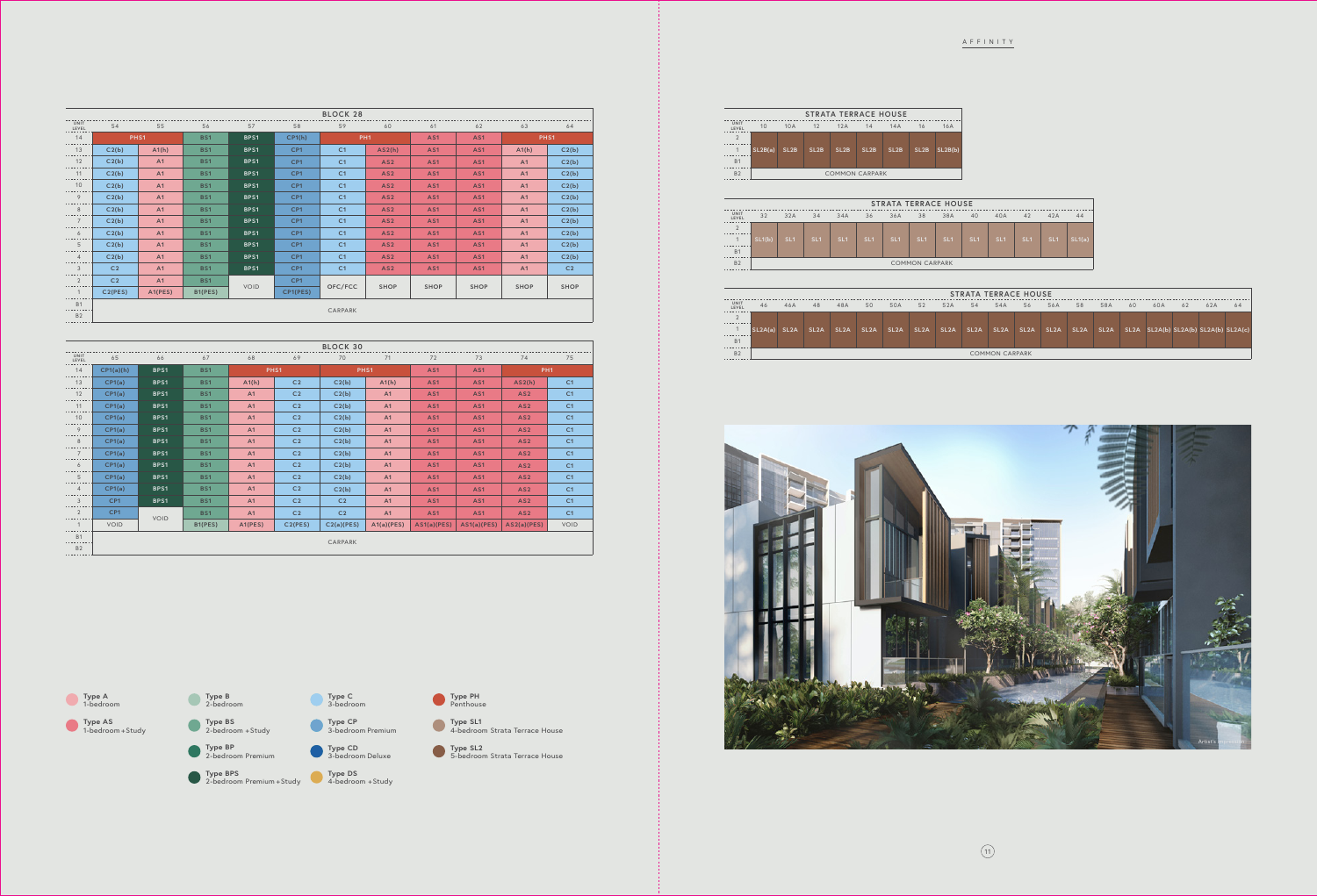## BLOCK 28

| UNIT / LEVEL | 54 | 55 | 56 | 57 | 58 | 59 | 60 | 61 | 62 | 63 | 64 |
|---|---|---|---|---|---|---|---|---|---|---|---|
| 14 | PHS1 | | BS1 | BPS1 | CP1(h) | PH1 | | AS1 | AS1 | PHS1 | |
| 13 | C2(b) | A1(h) | BS1 | BPS1 | CP1 | C1 | AS2(h) | AS1 | AS1 | A1(h) | C2(b) |
| 12 | C2(b) | A1 | BS1 | BPS1 | CP1 | C1 | AS2 | AS1 | AS1 | A1 | C2(b) |
| 11 | C2(b) | A1 | BS1 | BPS1 | CP1 | C1 | AS2 | AS1 | AS1 | A1 | C2(b) |
| 10 | C2(b) | A1 | BS1 | BPS1 | CP1 | C1 | AS2 | AS1 | AS1 | A1 | C2(b) |
| 9 | C2(b) | A1 | BS1 | BPS1 | CP1 | C1 | AS2 | AS1 | AS1 | A1 | C2(b) |
| 8 | C2(b) | A1 | BS1 | BPS1 | CP1 | C1 | AS2 | AS1 | AS1 | A1 | C2(b) |
| 7 | C2(b) | A1 | BS1 | BPS1 | CP1 | C1 | AS2 | AS1 | AS1 | A1 | C2(b) |
| 6 | C2(b) | A1 | BS1 | BPS1 | CP1 | C1 | AS2 | AS1 | AS1 | A1 | C2(b) |
| 5 | C2(b) | A1 | BS1 | BPS1 | CP1 | C1 | AS2 | AS1 | AS1 | A1 | C2(b) |
| 4 | C2(b) | A1 | BS1 | BPS1 | CP1 | C1 | AS2 | AS1 | AS1 | A1 | C2(b) |
| 3 | C2 | A1 | BS1 | BPS1 | CP1 | C1 | AS2 | AS1 | AS1 | A1 | C2 |
| 2 | C2 | A1 | BS1 | VOID | CP1 | OFC/FCC | SHOP | SHOP | SHOP | SHOP | SHOP |
| 1 | C2(PES) | A1(PES) | B1(PES) | | CP1(PES) | | | | | | |
| B1 | CARPARK | | | | | | | | | | |
| B2 | | | | | | | | | | | |

## BLOCK 30

| UNIT / LEVEL | 65 | 66 | 67 | 68 | 69 | 70 | 71 | 72 | 73 | 74 | 75 |
|---|---|---|---|---|---|---|---|---|---|---|---|
| 14 | CP1(a)(h) | BPS1 | BS1 | PHS1 | | PH1 | | AS1 | AS1 | PH1 | |
| 13 | CP1(a) | BPS1 | BS1 | A1(h) | C2 | C2(b) | A1(h) | AS1 | AS1 | AS2(h) | C1 |
| 12 | CP1(a) | BPS1 | BS1 | A1 | C2 | C2(b) | A1 | AS1 | AS1 | AS2 | C1 |
| 11 | CP1(a) | BPS1 | BS1 | A1 | C2 | C2(b) | A1 | AS1 | AS1 | AS2 | C1 |
| 10 | CP1(a) | BPS1 | BS1 | A1 | C2 | C2(b) | A1 | AS1 | AS1 | AS2 | C1 |
| 9 | CP1(a) | BPS1 | BS1 | A1 | C2 | C2(b) | A1 | AS1 | AS1 | AS2 | C1 |
| 8 | CP1(a) | BPS1 | BS1 | A1 | C2 | C2(b) | A1 | AS1 | AS1 | AS2 | C1 |
| 7 | CP1(a) | BPS1 | BS1 | A1 | C2 | C2(b) | A1 | AS1 | AS1 | AS2 | C1 |
| 6 | CP1(a) | BPS1 | BS1 | A1 | C2 | C2(b) | A1 | AS1 | AS1 | AS2 | C1 |
| 5 | CP1(a) | BPS1 | BS1 | A1 | C2 | C2(b) | A1 | AS1 | AS1 | AS2 | C1 |
| 4 | CP1(a) | BPS1 | BS1 | A1 | C2 | C2(b) | A1 | AS1 | AS1 | AS2 | C1 |
| 3 | CP1 | BPS1 | BS1 | A1 | C2 | C2 | A1 | AS1 | AS1 | AS2 | C1 |
| 2 | CP1 | VOID | BS1 | A1 | C2 | C2 | A1 | AS1 | AS1 | AS2 | C1 |
| 1 | VOID | | B1(PES) | A1(PES) | C2(PES) | C2(a)(PES) | A1(a)(PES) | AS1(a)(PES) | AS1(a)(PES) | AS2(a)(PES) | VOID |
| B1 | CARPARK | | | | | | | | | | |
| B2 | | | | | | | | | | | |

## STRATA TERRACE HOUSE

| UNIT / LEVEL | 10 | 10A | 12 | 12A | 14 | 14A | 16 | 16A |
|---|---|---|---|---|---|---|---|---|
| 2 | SL2B(a) | SL2B | SL2B | SL2B | SL2B | SL2B | SL2B | SL2B(b) |
| 1 | | | | | | | | |
| B1 | | | | | | | | |
| B2 | COMMON CARPARK | | | | | | | |

## STRATA TERRACE HOUSE

| UNIT / LEVEL | 32 | 32A | 34 | 34A | 36 | 36A | 38 | 38A | 40 | 40A | 42 | 42A | 44 |
|---|---|---|---|---|---|---|---|---|---|---|---|---|---|
| 2 | SL1(b) | SL1 | SL1 | SL1 | SL1 | SL1 | SL1 | SL1 | SL1 | SL1 | SL1 | SL1 | SL1(a) |
| 1 | | | | | | | | | | | | | |
| B1 | | | | | | | | | | | | | |
| B2 | COMMON CARPARK | | | | | | | | | | | | |

## STRATA TERRACE HOUSE

| UNIT / LEVEL | 46 | 46A | 48 | 48A | 50 | 50A | 52 | 52A | 54 | 54A | 56 | 56A | 58 | 58A | 60 | 60A | 62 | 62A | 64 |
|---|---|---|---|---|---|---|---|---|---|---|---|---|---|---|---|---|---|---|---|
| 2 | SL2A(a) | SL2A | SL2A | SL2A | SL2A | SL2A | SL2A | SL2A | SL2A | SL2A | SL2A | SL2A | SL2A | SL2A | SL2A | SL2A(b) | SL2A(b) | SL2A(b) | SL2A(c) |
| 1 | | | | | | | | | | | | | | | | | | | |
| B1 | | | | | | | | | | | | | | | | | | | |
| B2 | COMMON CARPARK | | | | | | | | | | | | | | | | | | |

**Type A** 1-bedroom
**Type AS** 1-bedroom + Study
**Type B** 2-bedroom
**Type BS** 2-bedroom + Study
**Type BP** 2-bedroom Premium
**Type BPS** 2-bedroom Premium + Study
**Type C** 3-bedroom
**Type CP** 3-bedroom Premium
**Type CD** 3-bedroom Deluxe
**Type DS** 4-bedroom + Study
**Type PH** Penthouse
**Type SL1** 4-bedroom Strata Terrace House
**Type SL2** 5-bedroom Strata Terrace House

Artist's impression